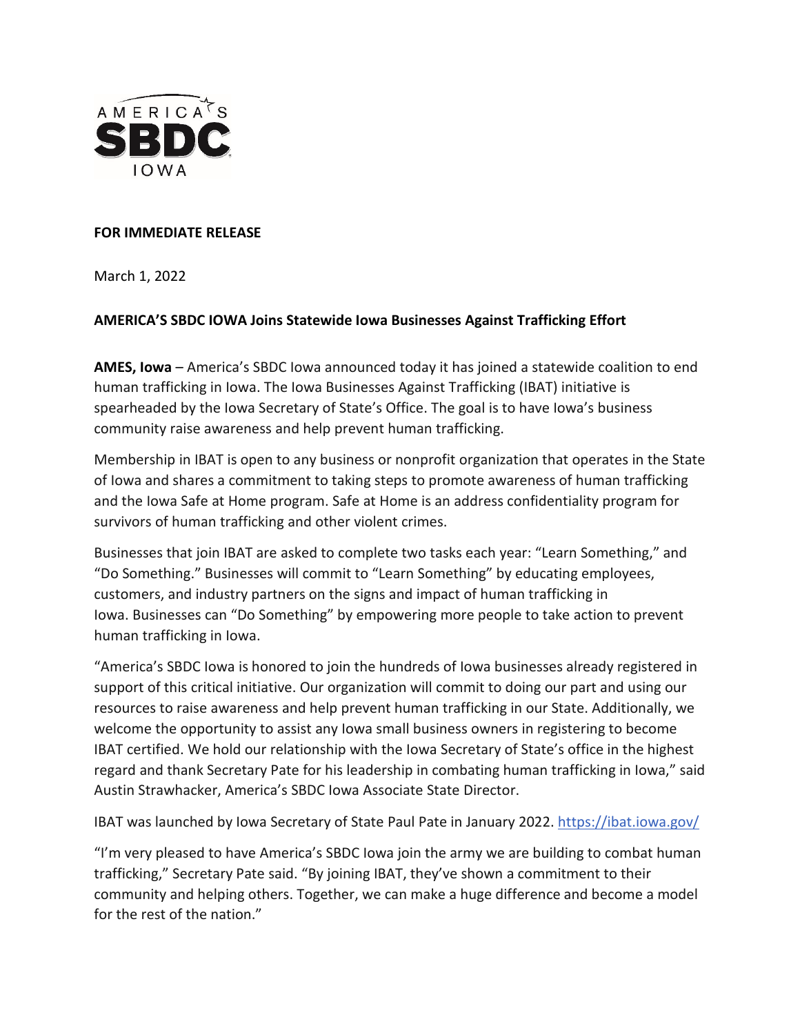**FOR IMMEDIATE RELEASE**

March 1, 2022

**AMERICA'S SBDC IOWA Joins Statewide Iowa Businesses Against Trafficking Effort**

**AMES, Iowa** – America's SBDC Iowa announced today it has joined a statewide coalition to end human trafficking in Iowa. The Iowa Businesses Against Trafficking (IBAT) initiative is spearheaded by the Iowa Secretary of State's Office. The goal is to have Iowa's business community raise awareness and help prevent human trafficking.

Membership in IBAT is open to any business or nonprofit organization that operates in the State of Iowa and shares a commitment to taking steps to promote awareness of human trafficking and the Iowa Safe at Home program. Safe at Home is an address confidentiality program for survivors of human trafficking and other violent crimes.

Businesses that join IBAT are asked to complete two tasks each year: "Learn Something," and "Do Something." Businesses will commit to "Learn Something" by educating employees, customers, and industry partners on the signs and impact of human trafficking in Iowa. Businesses can "Do Something" by empowering more people to take action to prevent human trafficking in Iowa.

"America's SBDC Iowa is honored to join the hundreds of Iowa businesses already registered in support of this critical initiative. Our organization will commit to doing our part and using our resources to raise awareness and help prevent human trafficking in our State. Additionally, we welcome the opportunity to assist any Iowa small business owners in registering to become IBAT certified. We hold our relationship with the Iowa Secretary of State's office in the highest regard and thank Secretary Pate for his leadership in combating human trafficking in Iowa," said Austin Strawhacker, America's SBDC Iowa Associate State Director.

IBAT was launched by Iowa Secretary of State Paul Pate in January 2022. https://ibat.iowa.gov/

"I'm very pleased to have America's SBDC Iowa join the army we are building to combat human trafficking," Secretary Pate said. "By joining IBAT, they've shown a commitment to their community and helping others. Together, we can make a huge difference and become a model for the rest of the nation."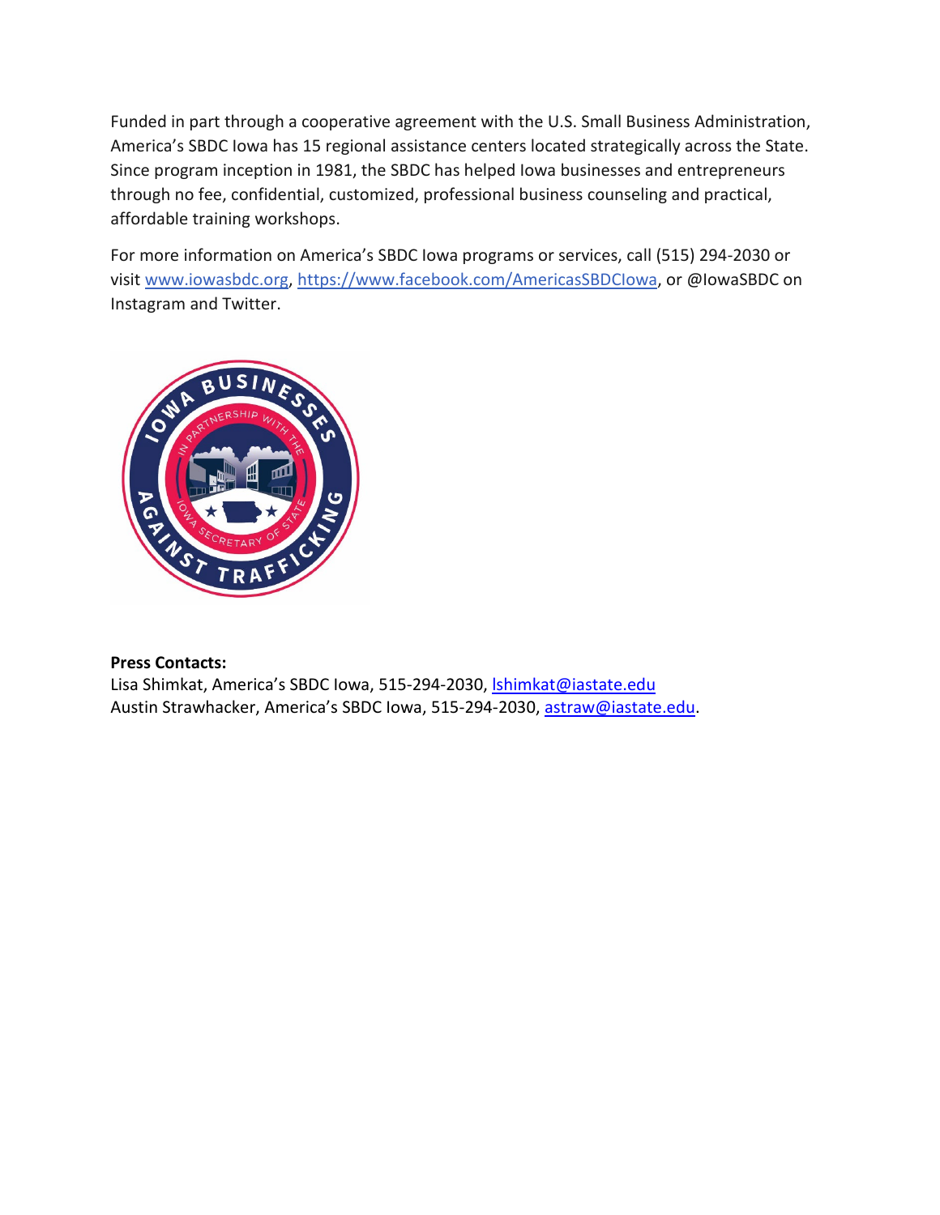Funded in part through a cooperative agreement with the U.S. Small Business Administration, America's SBDC Iowa has 15 regional assistance centers located strategically across the State. Since program inception in 1981, the SBDC has helped Iowa businesses and entrepreneurs through no fee, confidential, customized, professional business counseling and practical, affordable training workshops.

For more information on America's SBDC Iowa programs or services, call (515) 294-2030 or visit www.iowasbdc.org, https://www.facebook.com/AmericasSBDCIowa, or @IowaSBDC on Instagram and Twitter.

**Press Contacts:**
Lisa Shimkat, America's SBDC Iowa, 515-294-2030, lshimkat@iastate.edu
Austin Strawhacker, America's SBDC Iowa, 515-294-2030, astraw@iastate.edu.